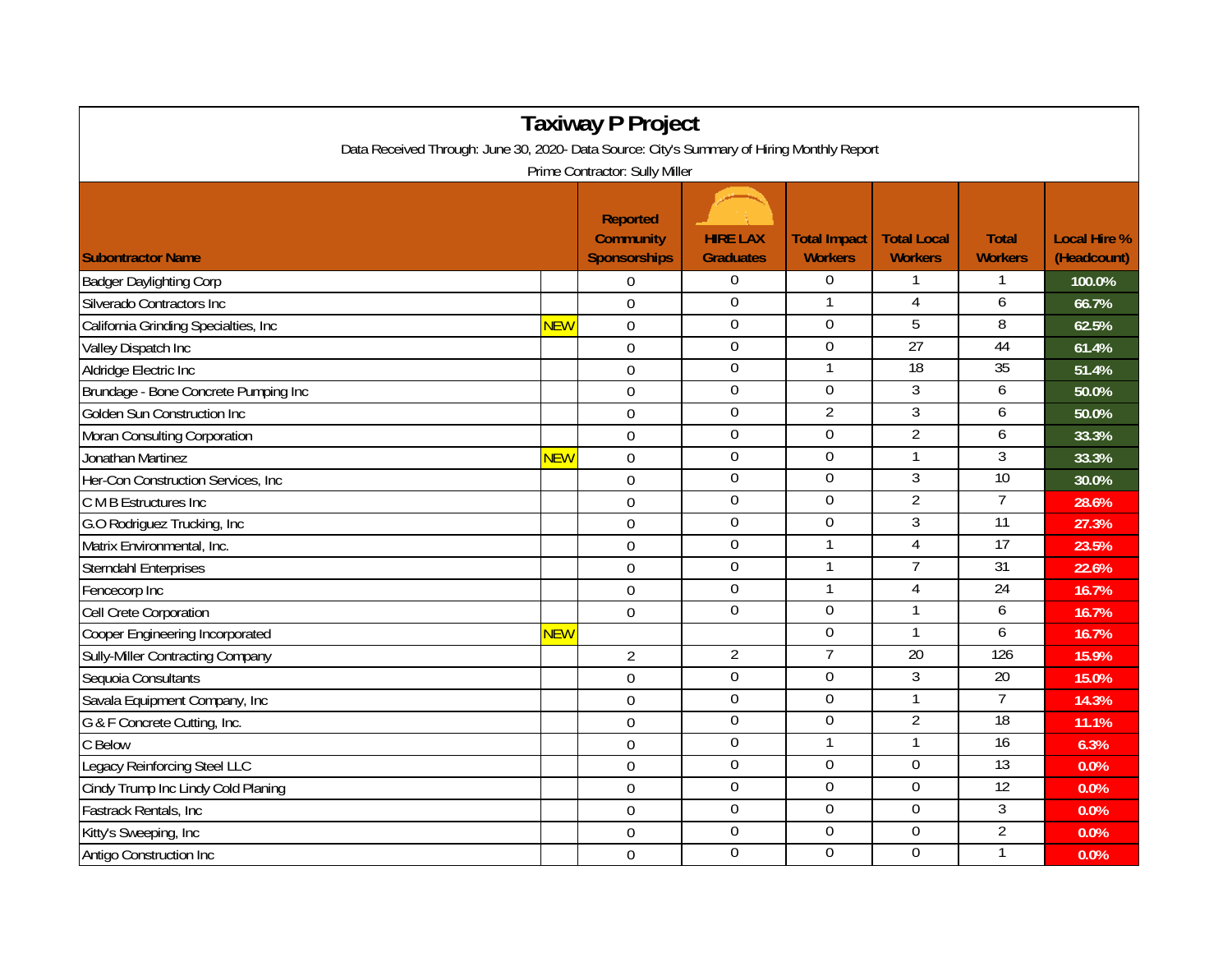# Taxiway P Project

Data Received Through: June 30, 2020- Data Source: City's Summary of Hiring Monthly Report

Prime Contractor: Sully Miller

| Subontractor Name | | Reported Community Sponsorships | HIRE LAX Graduates | Total Impact Workers | Total Local Workers | Total Workers | Local Hire % (Headcount) |
|---|---|---|---|---|---|---|---|
| Badger Daylighting Corp | | 0 | 0 | 0 | 1 | 1 | 100.0% |
| Silverado Contractors Inc | | 0 | 0 | 1 | 4 | 6 | 66.7% |
| California Grinding Specialties, Inc | NEW | 0 | 0 | 0 | 5 | 8 | 62.5% |
| Valley Dispatch Inc | | 0 | 0 | 0 | 27 | 44 | 61.4% |
| Aldridge Electric Inc | | 0 | 0 | 1 | 18 | 35 | 51.4% |
| Brundage - Bone Concrete Pumping Inc | | 0 | 0 | 0 | 3 | 6 | 50.0% |
| Golden Sun Construction Inc | | 0 | 0 | 2 | 3 | 6 | 50.0% |
| Moran Consulting Corporation | | 0 | 0 | 0 | 2 | 6 | 33.3% |
| Jonathan Martinez | NEW | 0 | 0 | 0 | 1 | 3 | 33.3% |
| Her-Con Construction Services, Inc | | 0 | 0 | 0 | 3 | 10 | 30.0% |
| C M B Estructures Inc | | 0 | 0 | 0 | 2 | 7 | 28.6% |
| G.O Rodriguez Trucking, Inc | | 0 | 0 | 0 | 3 | 11 | 27.3% |
| Matrix Environmental, Inc. | | 0 | 0 | 1 | 4 | 17 | 23.5% |
| Sterndahl Enterprises | | 0 | 0 | 1 | 7 | 31 | 22.6% |
| Fencecorp Inc | | 0 | 0 | 1 | 4 | 24 | 16.7% |
| Cell Crete Corporation | | 0 | 0 | 0 | 1 | 6 | 16.7% |
| Cooper Engineering Incorporated | NEW | | | 0 | 1 | 6 | 16.7% |
| Sully-Miller Contracting Company | | 2 | 2 | 7 | 20 | 126 | 15.9% |
| Sequoia Consultants | | 0 | 0 | 0 | 3 | 20 | 15.0% |
| Savala Equipment Company, Inc | | 0 | 0 | 0 | 1 | 7 | 14.3% |
| G & F Concrete Cutting, Inc. | | 0 | 0 | 0 | 2 | 18 | 11.1% |
| C Below | | 0 | 0 | 1 | 1 | 16 | 6.3% |
| Legacy Reinforcing Steel LLC | | 0 | 0 | 0 | 0 | 13 | 0.0% |
| Cindy Trump Inc Lindy Cold Planing | | 0 | 0 | 0 | 0 | 12 | 0.0% |
| Fastrack Rentals, Inc | | 0 | 0 | 0 | 0 | 3 | 0.0% |
| Kitty's Sweeping, Inc | | 0 | 0 | 0 | 0 | 2 | 0.0% |
| Antigo Construction Inc | | 0 | 0 | 0 | 0 | 1 | 0.0% |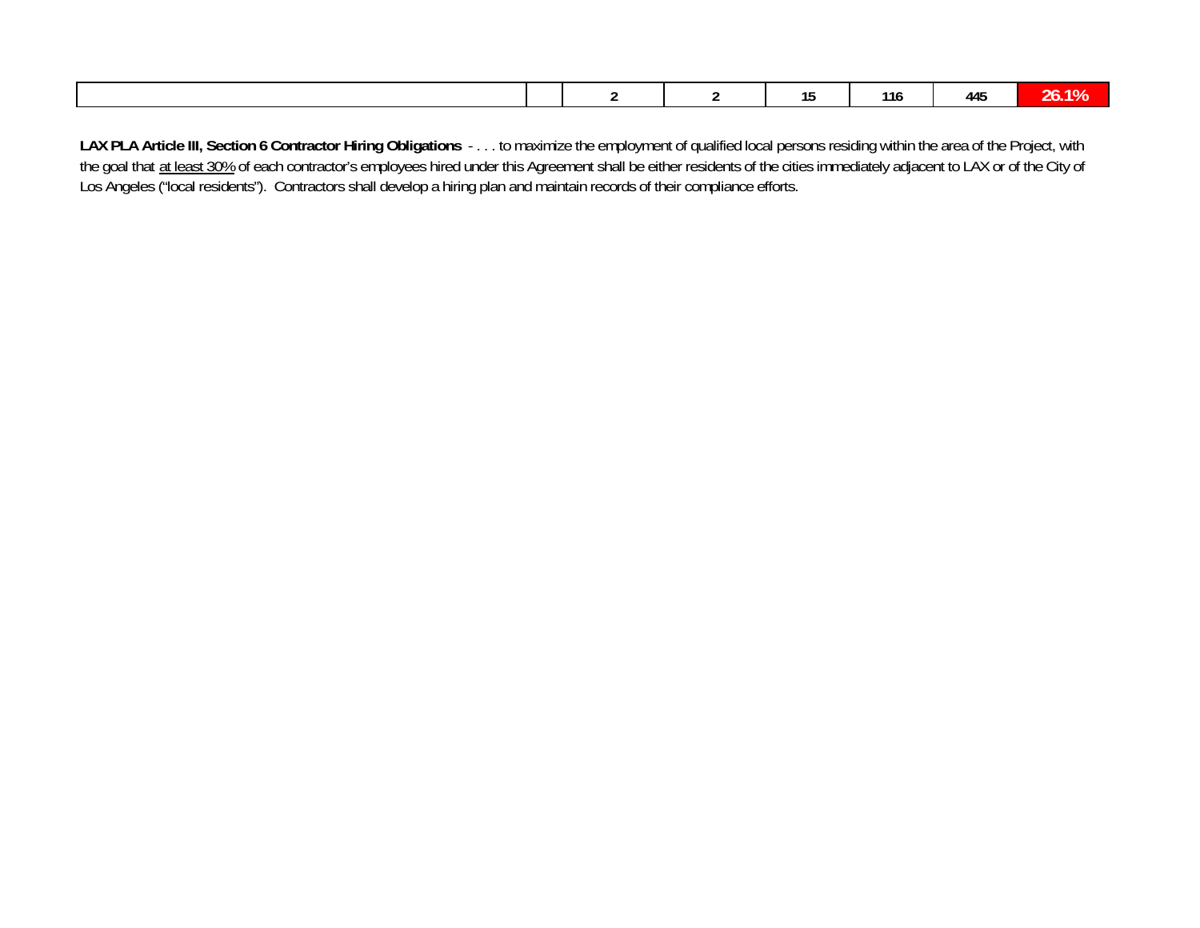| | | | | | | | |
|---|---|---|---|---|---|---|---|
| | | **2** | **2** | **15** | **116** | **445** | **26.1%** |

**LAX PLA Article III, Section 6 Contractor Hiring Obligations** - . . . to maximize the employment of qualified local persons residing within the area of the Project, with the goal that at least 30% of each contractor's employees hired under this Agreement shall be either residents of the cities immediately adjacent to LAX or of the City of Los Angeles ("local residents"). Contractors shall develop a hiring plan and maintain records of their compliance efforts.